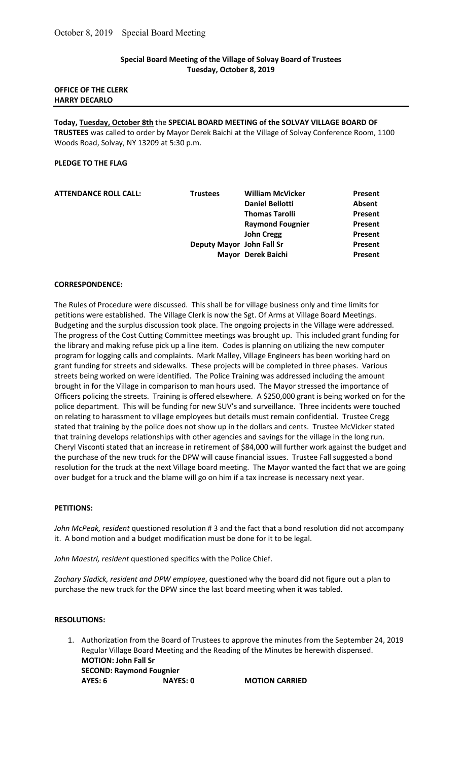## Special Board Meeting of the Village of Solvay Board of Trustees
## Tuesday, October 8, 2019

**OFFICE OF THE CLERK**
**HARRY DECARLO**

---

**Today, Tuesday, October 8th** the **SPECIAL BOARD MEETING of the SOLVAY VILLAGE BOARD OF TRUSTEES** was called to order by Mayor Derek Baichi at the Village of Solvay Conference Room, 1100 Woods Road, Solvay, NY 13209 at 5:30 p.m.

**PLEDGE TO THE FLAG**

| **ATTENDANCE ROLL CALL:** | **Trustees** | **William McVicker** | **Present** |
|---|---|---|---|
| | | **Daniel Bellotti** | **Absent** |
| | | **Thomas Tarolli** | **Present** |
| | | **Raymond Fougnier** | **Present** |
| | | **John Cregg** | **Present** |
| | **Deputy Mayor** | **John Fall Sr** | **Present** |
| | **Mayor** | **Derek Baichi** | **Present** |

**CORRESPONDENCE:**

The Rules of Procedure were discussed. This shall be for village business only and time limits for petitions were established. The Village Clerk is now the Sgt. Of Arms at Village Board Meetings. Budgeting and the surplus discussion took place. The ongoing projects in the Village were addressed. The progress of the Cost Cutting Committee meetings was brought up. This included grant funding for the library and making refuse pick up a line item. Codes is planning on utilizing the new computer program for logging calls and complaints. Mark Malley, Village Engineers has been working hard on grant funding for streets and sidewalks. These projects will be completed in three phases. Various streets being worked on were identified. The Police Training was addressed including the amount brought in for the Village in comparison to man hours used. The Mayor stressed the importance of Officers policing the streets. Training is offered elsewhere. A $250,000 grant is being worked on for the police department. This will be funding for new SUV's and surveillance. Three incidents were touched on relating to harassment to village employees but details must remain confidential. Trustee Cregg stated that training by the police does not show up in the dollars and cents. Trustee McVicker stated that training develops relationships with other agencies and savings for the village in the long run. Cheryl Visconti stated that an increase in retirement of $84,000 will further work against the budget and the purchase of the new truck for the DPW will cause financial issues. Trustee Fall suggested a bond resolution for the truck at the next Village board meeting. The Mayor wanted the fact that we are going over budget for a truck and the blame will go on him if a tax increase is necessary next year.

**PETITIONS:**

*John McPeak, resident* questioned resolution # 3 and the fact that a bond resolution did not accompany it. A bond motion and a budget modification must be done for it to be legal.

*John Maestri, resident* questioned specifics with the Police Chief.

*Zachary Sladick, resident and DPW employee*, questioned why the board did not figure out a plan to purchase the new truck for the DPW since the last board meeting when it was tabled.

**RESOLUTIONS:**

1. Authorization from the Board of Trustees to approve the minutes from the September 24, 2019 Regular Village Board Meeting and the Reading of the Minutes be herewith dispensed.
   **MOTION: John Fall Sr**
   **SECOND: Raymond Fougnier**
   **AYES: 6 NAYES: 0 MOTION CARRIED**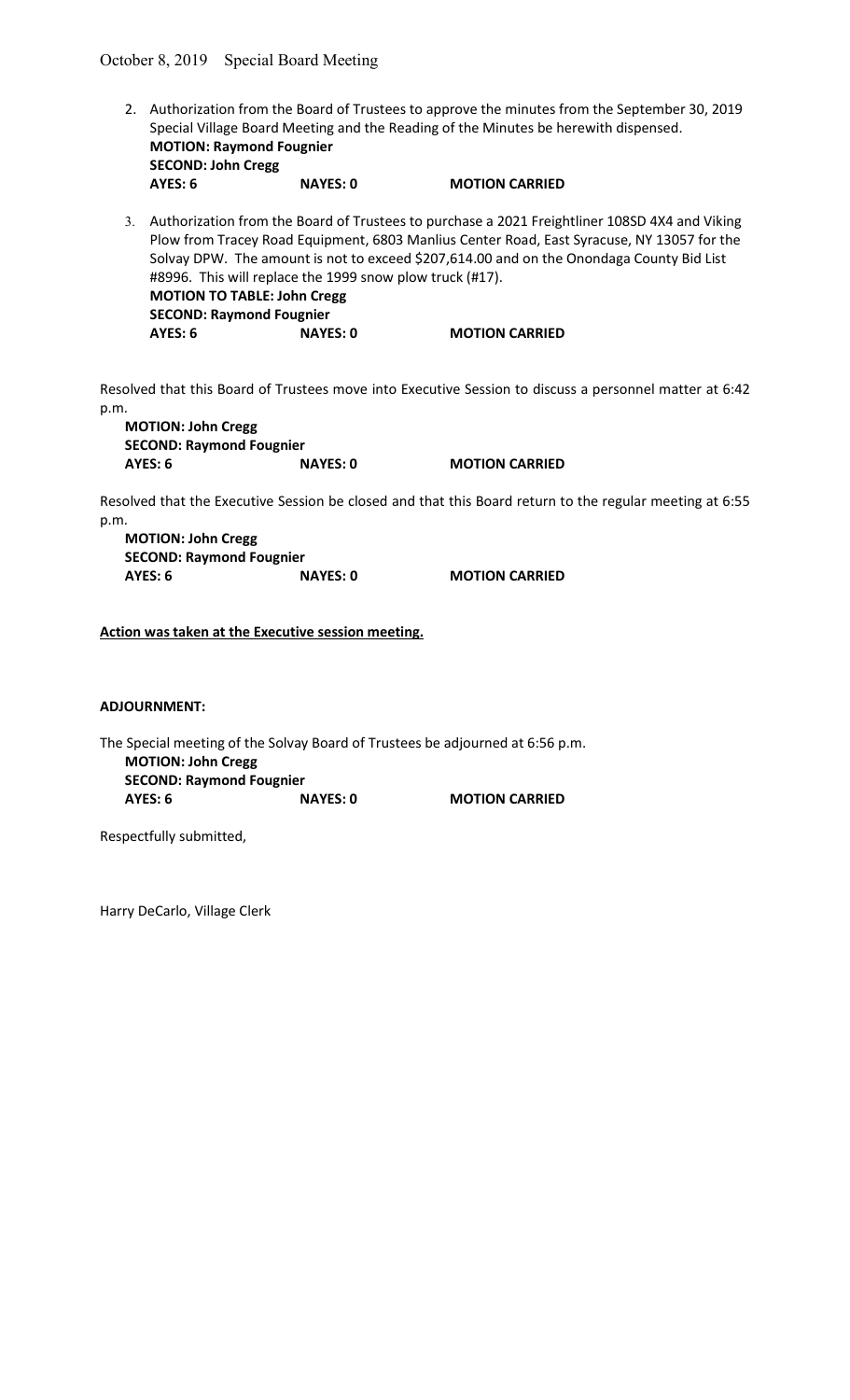2. Authorization from the Board of Trustees to approve the minutes from the September 30, 2019 Special Village Board Meeting and the Reading of the Minutes be herewith dispensed.
   **MOTION: Raymond Fougnier**
   **SECOND: John Cregg**
   **AYES: 6 NAYES: 0 MOTION CARRIED**

3. Authorization from the Board of Trustees to purchase a 2021 Freightliner 108SD 4X4 and Viking Plow from Tracey Road Equipment, 6803 Manlius Center Road, East Syracuse, NY 13057 for the Solvay DPW. The amount is not to exceed $207,614.00 and on the Onondaga County Bid List #8996. This will replace the 1999 snow plow truck (#17).
   **MOTION TO TABLE: John Cregg**
   **SECOND: Raymond Fougnier**
   **AYES: 6 NAYES: 0 MOTION CARRIED**

Resolved that this Board of Trustees move into Executive Session to discuss a personnel matter at 6:42 p.m.

**MOTION: John Cregg**
**SECOND: Raymond Fougnier**
**AYES: 6 NAYES: 0 MOTION CARRIED**

Resolved that the Executive Session be closed and that this Board return to the regular meeting at 6:55 p.m.

**MOTION: John Cregg**
**SECOND: Raymond Fougnier**
**AYES: 6 NAYES: 0 MOTION CARRIED**

**Action was taken at the Executive session meeting.**

**ADJOURNMENT:**

The Special meeting of the Solvay Board of Trustees be adjourned at 6:56 p.m.

**MOTION: John Cregg**
**SECOND: Raymond Fougnier**
**AYES: 6 NAYES: 0 MOTION CARRIED**

Respectfully submitted,

Harry DeCarlo, Village Clerk